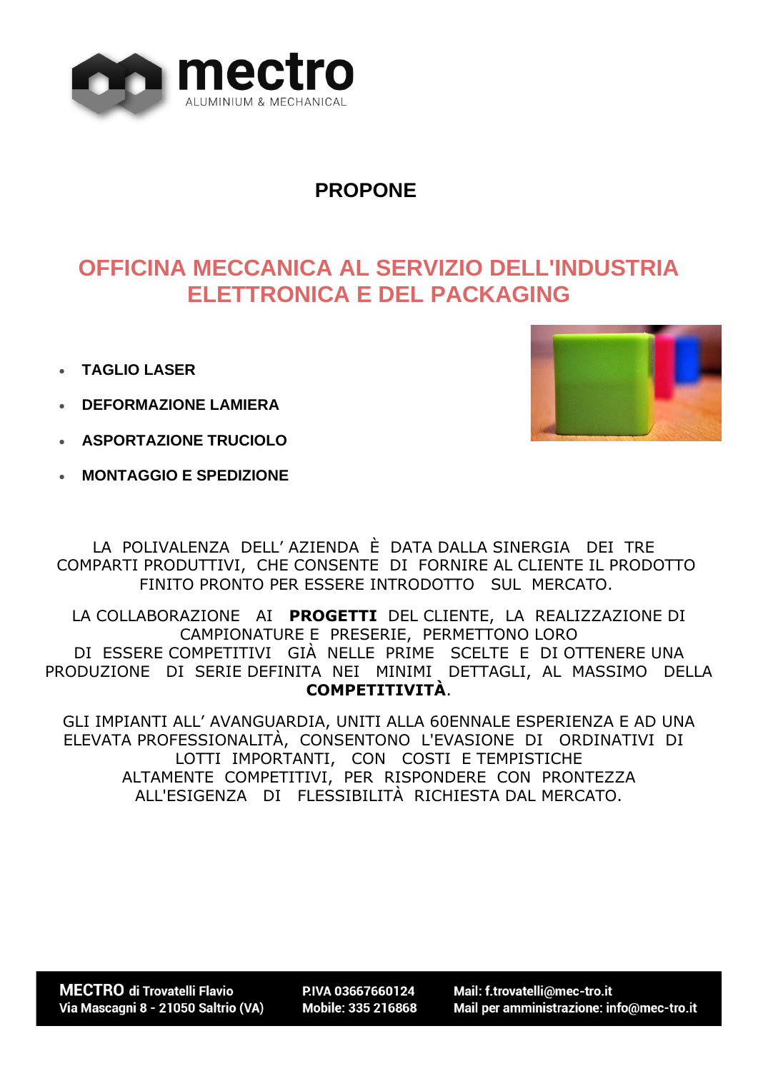mectro
ALUMINIUM & MECHANICAL

## PROPONE

# OFFICINA MECCANICA AL SERVIZIO DELL'INDUSTRIA ELETTRONICA E DEL PACKAGING

- **TAGLIO LASER**
- **DEFORMAZIONE LAMIERA**
- **ASPORTAZIONE TRUCIOLO**
- **MONTAGGIO E SPEDIZIONE**

LA POLIVALENZA DELL' AZIENDA È DATA DALLA SINERGIA DEI TRE COMPARTI PRODUTTIVI, CHE CONSENTE DI FORNIRE AL CLIENTE IL PRODOTTO FINITO PRONTO PER ESSERE INTRODOTTO SUL MERCATO.

LA COLLABORAZIONE AI **PROGETTI** DEL CLIENTE, LA REALIZZAZIONE DI CAMPIONATURE E PRESERIE, PERMETTONO LORO DI ESSERE COMPETITIVI GIÀ NELLE PRIME SCELTE E DI OTTENERE UNA PRODUZIONE DI SERIE DEFINITA NEI MINIMI DETTAGLI, AL MASSIMO DELLA **COMPETITIVITÀ**.

GLI IMPIANTI ALL' AVANGUARDIA, UNITI ALLA 60ENNALE ESPERIENZA E AD UNA ELEVATA PROFESSIONALITÀ, CONSENTONO L'EVASIONE DI ORDINATIVI DI LOTTI IMPORTANTI, CON COSTI E TEMPISTICHE ALTAMENTE COMPETITIVI, PER RISPONDERE CON PRONTEZZA ALL'ESIGENZA DI FLESSIBILITÀ RICHIESTA DAL MERCATO.

**MECTRO di Trovatelli Flavio**
Via Mascagni 8 - 21050 Saltrio (VA)

P.IVA 03667660124
Mobile: 335 216868

Mail: f.trovatelli@mec-tro.it
Mail per amministrazione: info@mec-tro.it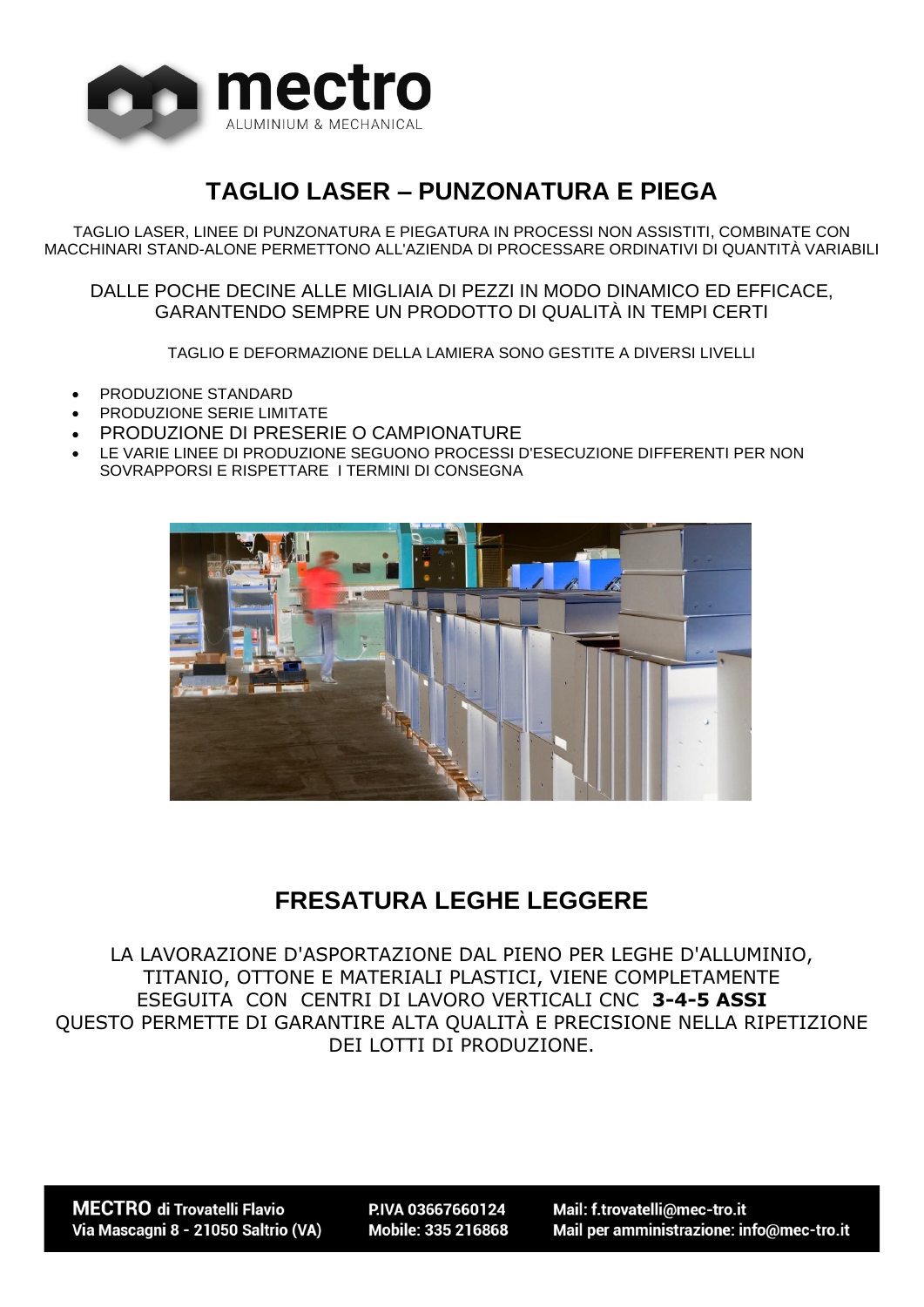# TAGLIO LASER – PUNZONATURA E PIEGA

TAGLIO LASER, LINEE DI PUNZONATURA E PIEGATURA IN PROCESSI NON ASSISTITI, COMBINATE CON MACCHINARI STAND-ALONE PERMETTONO ALL'AZIENDA DI PROCESSARE ORDINATIVI DI QUANTITÀ VARIABILI

DALLE POCHE DECINE ALLE MIGLIAIA DI PEZZI IN MODO DINAMICO ED EFFICACE, GARANTENDO SEMPRE UN PRODOTTO DI QUALITÀ IN TEMPI CERTI

TAGLIO E DEFORMAZIONE DELLA LAMIERA SONO GESTITE A DIVERSI LIVELLI

- PRODUZIONE STANDARD
- PRODUZIONE SERIE LIMITATE
- PRODUZIONE DI PRESERIE O CAMPIONATURE
- LE VARIE LINEE DI PRODUZIONE SEGUONO PROCESSI D'ESECUZIONE DIFFERENTI PER NON SOVRAPPORSI E RISPETTARE I TERMINI DI CONSEGNA

# FRESATURA LEGHE LEGGERE

LA LAVORAZIONE D'ASPORTAZIONE DAL PIENO PER LEGHE D'ALLUMINIO, TITANIO, OTTONE E MATERIALI PLASTICI, VIENE COMPLETAMENTE ESEGUITA CON CENTRI DI LAVORO VERTICALI CNC **3-4-5 ASSI**
QUESTO PERMETTE DI GARANTIRE ALTA QUALITÀ E PRECISIONE NELLA RIPETIZIONE DEI LOTTI DI PRODUZIONE.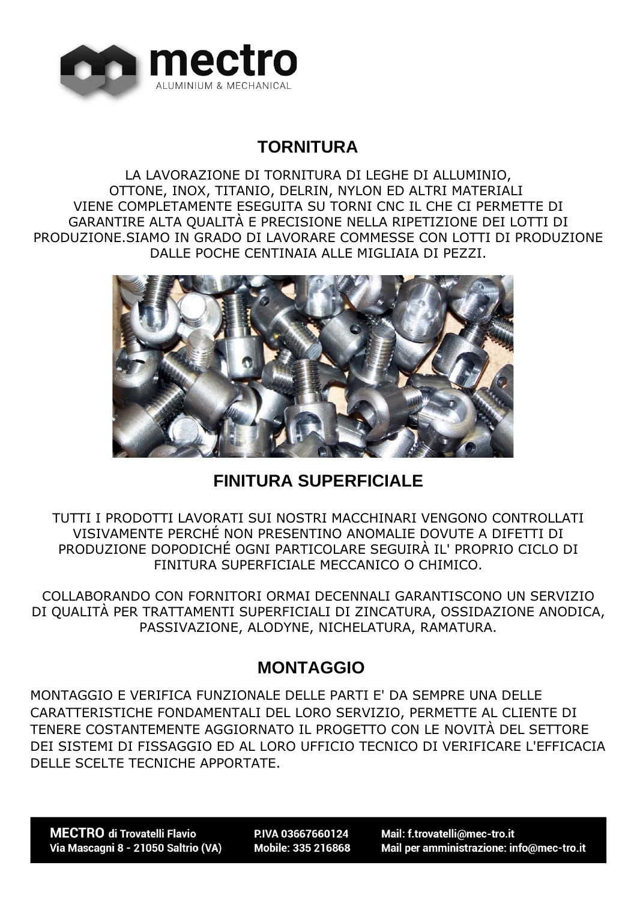# TORNITURA

LA LAVORAZIONE DI TORNITURA DI LEGHE DI ALLUMINIO,
OTTONE, INOX, TITANIO, DELRIN, NYLON ED ALTRI MATERIALI
VIENE COMPLETAMENTE ESEGUITA SU TORNI CNC IL CHE CI PERMETTE DI
GARANTIRE ALTA QUALITÀ E PRECISIONE NELLA RIPETIZIONE DEI LOTTI DI
PRODUZIONE.SIAMO IN GRADO DI LAVORARE COMMESSE CON LOTTI DI PRODUZIONE
DALLE POCHE CENTINAIA ALLE MIGLIAIA DI PEZZI.

# FINITURA SUPERFICIALE

TUTTI I PRODOTTI LAVORATI SUI NOSTRI MACCHINARI VENGONO CONTROLLATI
VISIVAMENTE PERCHÉ NON PRESENTINO ANOMALIE DOVUTE A DIFETTI DI
PRODUZIONE DOPODICHÉ OGNI PARTICOLARE SEGUIRÀ IL' PROPRIO CICLO DI
FINITURA SUPERFICIALE MECCANICO O CHIMICO.

COLLABORANDO CON FORNITORI ORMAI DECENNALI GARANTISCONO UN SERVIZIO
DI QUALITÀ PER TRATTAMENTI SUPERFICIALI DI ZINCATURA, OSSIDAZIONE ANODICA,
PASSIVAZIONE, ALODYNE, NICHELATURA, RAMATURA.

# MONTAGGIO

MONTAGGIO E VERIFICA FUNZIONALE DELLE PARTI E' DA SEMPRE UNA DELLE
CARATTERISTICHE FONDAMENTALI DEL LORO SERVIZIO, PERMETTE AL CLIENTE DI
TENERE COSTANTEMENTE AGGIORNATO IL PROGETTO CON LE NOVITÀ DEL SETTORE
DEI SISTEMI DI FISSAGGIO ED AL LORO UFFICIO TECNICO DI VERIFICARE L'EFFICACIA
DELLE SCELTE TECNICHE APPORTATE.

**MECTRO** di Trovatelli Flavio
Via Mascagni 8 - 21050 Saltrio (VA)

P.IVA 03667660124
Mobile: 335 216868

Mail: f.trovatelli@mec-tro.it
Mail per amministrazione: info@mec-tro.it